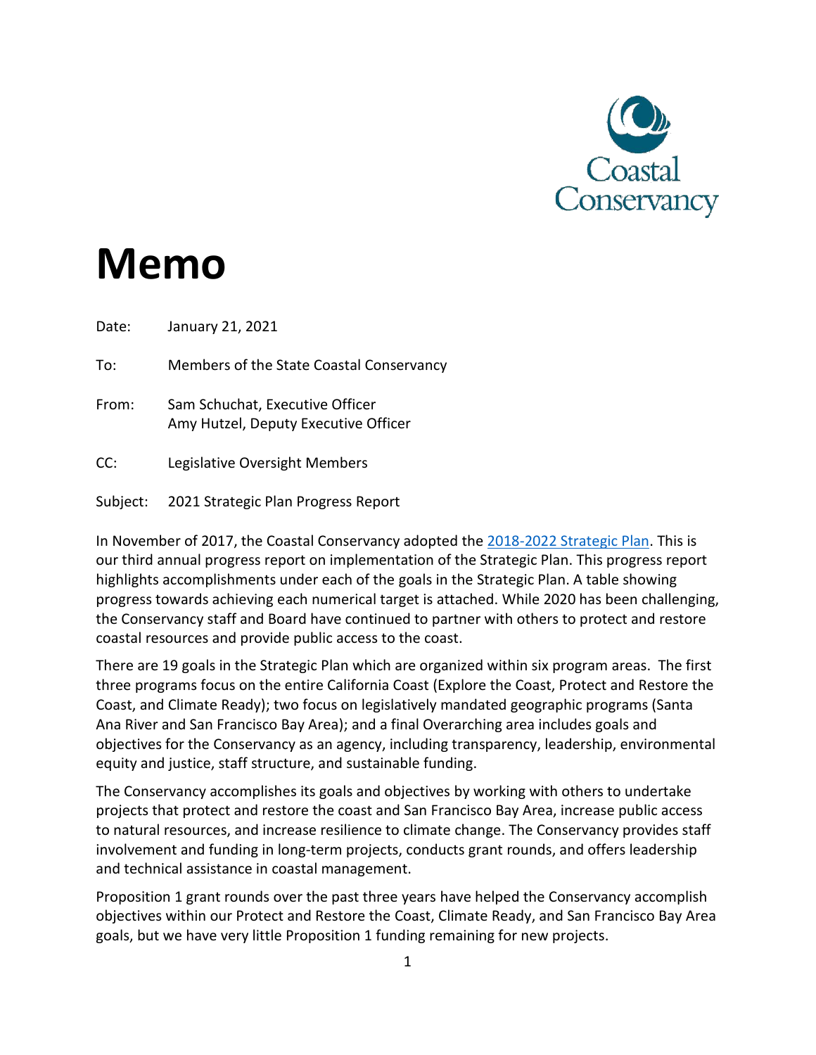Coastal Conservancy

# Memo

Date: January 21, 2021

To: Members of the State Coastal Conservancy

From: Sam Schuchat, Executive Officer
Amy Hutzel, Deputy Executive Officer

CC: Legislative Oversight Members

Subject: 2021 Strategic Plan Progress Report

In November of 2017, the Coastal Conservancy adopted the 2018-2022 Strategic Plan. This is our third annual progress report on implementation of the Strategic Plan. This progress report highlights accomplishments under each of the goals in the Strategic Plan. A table showing progress towards achieving each numerical target is attached. While 2020 has been challenging, the Conservancy staff and Board have continued to partner with others to protect and restore coastal resources and provide public access to the coast.

There are 19 goals in the Strategic Plan which are organized within six program areas. The first three programs focus on the entire California Coast (Explore the Coast, Protect and Restore the Coast, and Climate Ready); two focus on legislatively mandated geographic programs (Santa Ana River and San Francisco Bay Area); and a final Overarching area includes goals and objectives for the Conservancy as an agency, including transparency, leadership, environmental equity and justice, staff structure, and sustainable funding.

The Conservancy accomplishes its goals and objectives by working with others to undertake projects that protect and restore the coast and San Francisco Bay Area, increase public access to natural resources, and increase resilience to climate change. The Conservancy provides staff involvement and funding in long-term projects, conducts grant rounds, and offers leadership and technical assistance in coastal management.

Proposition 1 grant rounds over the past three years have helped the Conservancy accomplish objectives within our Protect and Restore the Coast, Climate Ready, and San Francisco Bay Area goals, but we have very little Proposition 1 funding remaining for new projects.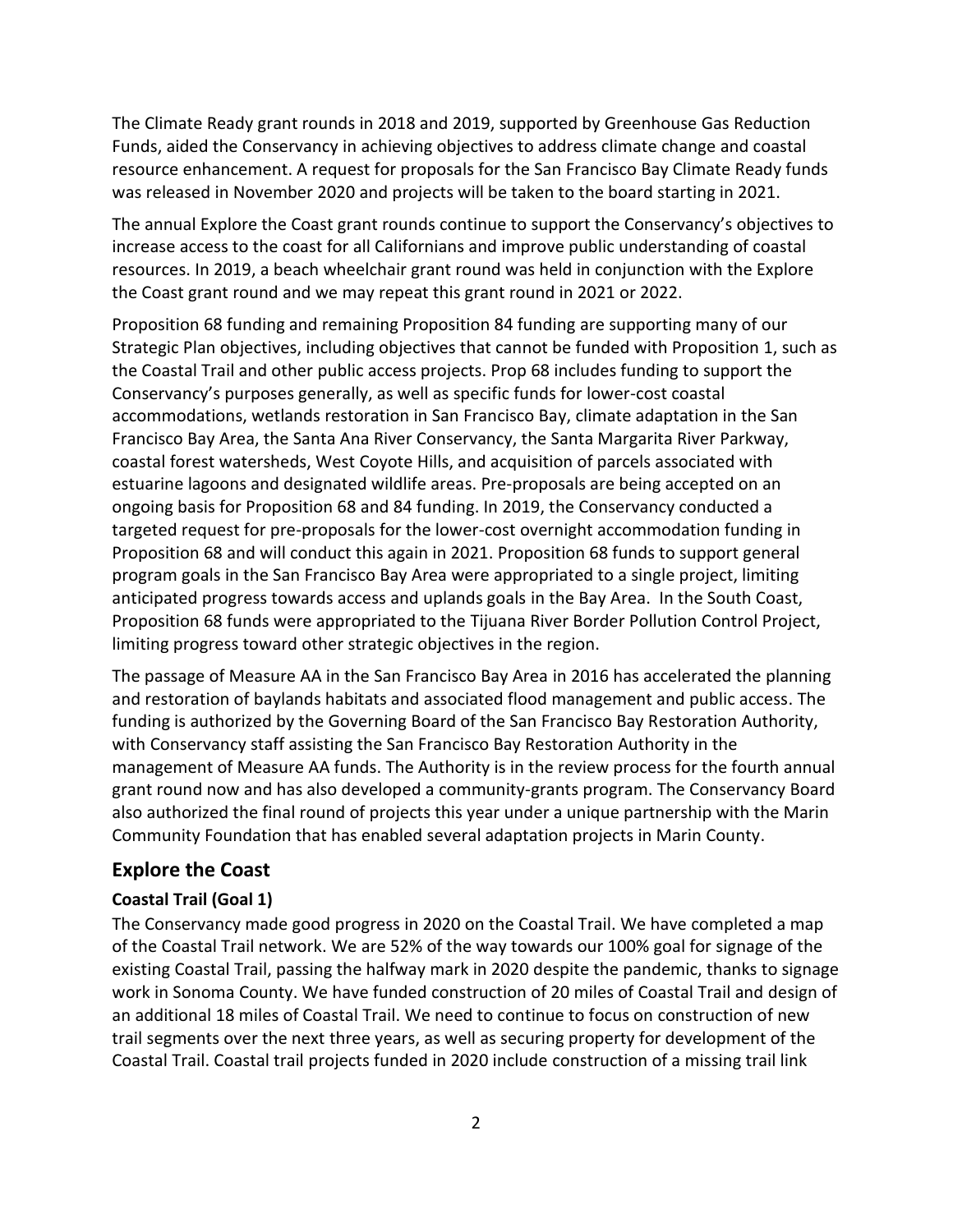The Climate Ready grant rounds in 2018 and 2019, supported by Greenhouse Gas Reduction Funds, aided the Conservancy in achieving objectives to address climate change and coastal resource enhancement. A request for proposals for the San Francisco Bay Climate Ready funds was released in November 2020 and projects will be taken to the board starting in 2021.

The annual Explore the Coast grant rounds continue to support the Conservancy's objectives to increase access to the coast for all Californians and improve public understanding of coastal resources. In 2019, a beach wheelchair grant round was held in conjunction with the Explore the Coast grant round and we may repeat this grant round in 2021 or 2022.

Proposition 68 funding and remaining Proposition 84 funding are supporting many of our Strategic Plan objectives, including objectives that cannot be funded with Proposition 1, such as the Coastal Trail and other public access projects. Prop 68 includes funding to support the Conservancy's purposes generally, as well as specific funds for lower-cost coastal accommodations, wetlands restoration in San Francisco Bay, climate adaptation in the San Francisco Bay Area, the Santa Ana River Conservancy, the Santa Margarita River Parkway, coastal forest watersheds, West Coyote Hills, and acquisition of parcels associated with estuarine lagoons and designated wildlife areas. Pre-proposals are being accepted on an ongoing basis for Proposition 68 and 84 funding. In 2019, the Conservancy conducted a targeted request for pre-proposals for the lower-cost overnight accommodation funding in Proposition 68 and will conduct this again in 2021. Proposition 68 funds to support general program goals in the San Francisco Bay Area were appropriated to a single project, limiting anticipated progress towards access and uplands goals in the Bay Area. In the South Coast, Proposition 68 funds were appropriated to the Tijuana River Border Pollution Control Project, limiting progress toward other strategic objectives in the region.

The passage of Measure AA in the San Francisco Bay Area in 2016 has accelerated the planning and restoration of baylands habitats and associated flood management and public access. The funding is authorized by the Governing Board of the San Francisco Bay Restoration Authority, with Conservancy staff assisting the San Francisco Bay Restoration Authority in the management of Measure AA funds. The Authority is in the review process for the fourth annual grant round now and has also developed a community-grants program. The Conservancy Board also authorized the final round of projects this year under a unique partnership with the Marin Community Foundation that has enabled several adaptation projects in Marin County.

## Explore the Coast

### Coastal Trail (Goal 1)

The Conservancy made good progress in 2020 on the Coastal Trail. We have completed a map of the Coastal Trail network. We are 52% of the way towards our 100% goal for signage of the existing Coastal Trail, passing the halfway mark in 2020 despite the pandemic, thanks to signage work in Sonoma County. We have funded construction of 20 miles of Coastal Trail and design of an additional 18 miles of Coastal Trail. We need to continue to focus on construction of new trail segments over the next three years, as well as securing property for development of the Coastal Trail. Coastal trail projects funded in 2020 include construction of a missing trail link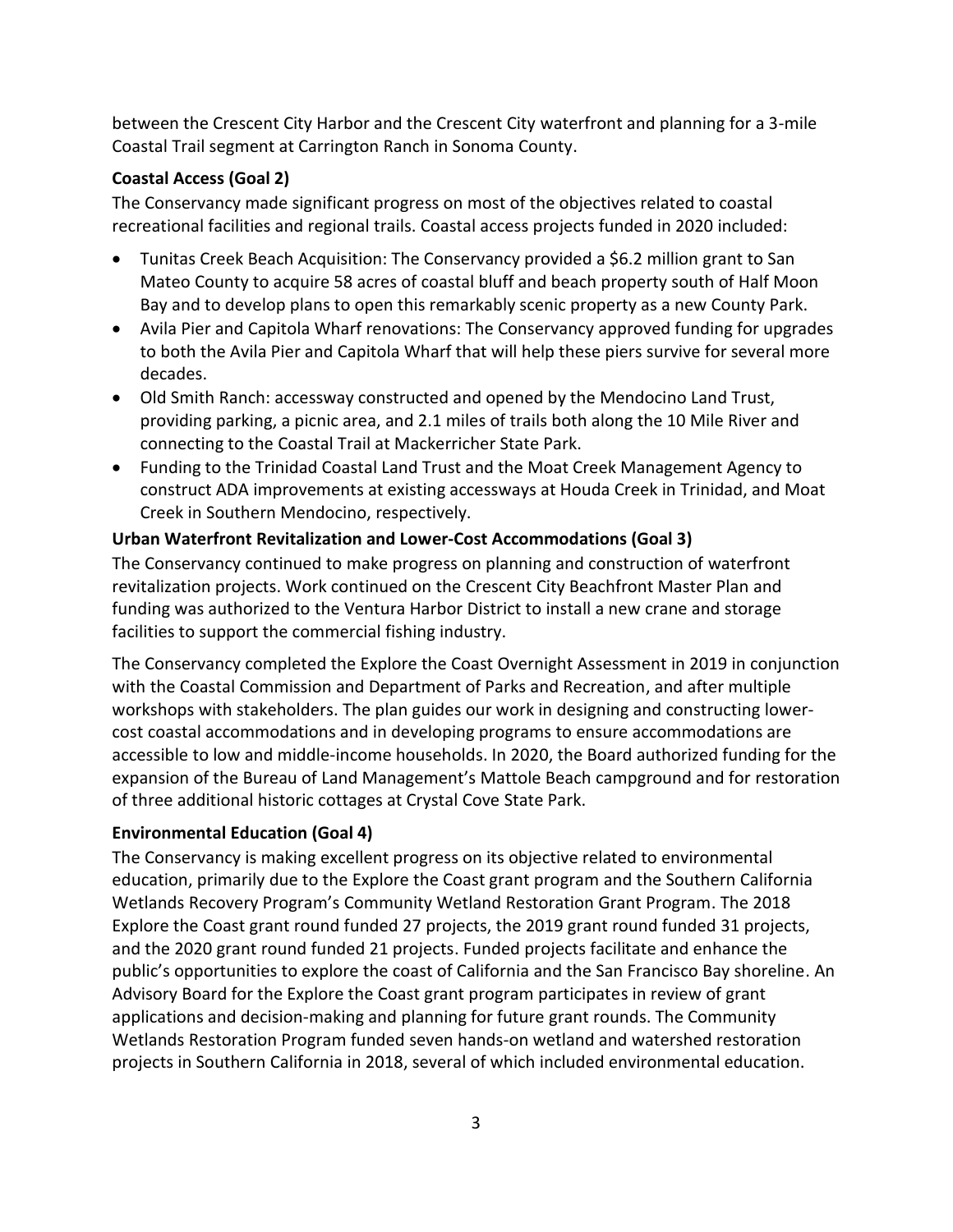between the Crescent City Harbor and the Crescent City waterfront and planning for a 3-mile Coastal Trail segment at Carrington Ranch in Sonoma County.

**Coastal Access (Goal 2)**

The Conservancy made significant progress on most of the objectives related to coastal recreational facilities and regional trails. Coastal access projects funded in 2020 included:

- Tunitas Creek Beach Acquisition: The Conservancy provided a $6.2 million grant to San Mateo County to acquire 58 acres of coastal bluff and beach property south of Half Moon Bay and to develop plans to open this remarkably scenic property as a new County Park.
- Avila Pier and Capitola Wharf renovations: The Conservancy approved funding for upgrades to both the Avila Pier and Capitola Wharf that will help these piers survive for several more decades.
- Old Smith Ranch: accessway constructed and opened by the Mendocino Land Trust, providing parking, a picnic area, and 2.1 miles of trails both along the 10 Mile River and connecting to the Coastal Trail at Mackerricher State Park.
- Funding to the Trinidad Coastal Land Trust and the Moat Creek Management Agency to construct ADA improvements at existing accessways at Houda Creek in Trinidad, and Moat Creek in Southern Mendocino, respectively.

**Urban Waterfront Revitalization and Lower-Cost Accommodations (Goal 3)**

The Conservancy continued to make progress on planning and construction of waterfront revitalization projects. Work continued on the Crescent City Beachfront Master Plan and funding was authorized to the Ventura Harbor District to install a new crane and storage facilities to support the commercial fishing industry.

The Conservancy completed the Explore the Coast Overnight Assessment in 2019 in conjunction with the Coastal Commission and Department of Parks and Recreation, and after multiple workshops with stakeholders. The plan guides our work in designing and constructing lower-cost coastal accommodations and in developing programs to ensure accommodations are accessible to low and middle-income households. In 2020, the Board authorized funding for the expansion of the Bureau of Land Management's Mattole Beach campground and for restoration of three additional historic cottages at Crystal Cove State Park.

**Environmental Education (Goal 4)**

The Conservancy is making excellent progress on its objective related to environmental education, primarily due to the Explore the Coast grant program and the Southern California Wetlands Recovery Program's Community Wetland Restoration Grant Program. The 2018 Explore the Coast grant round funded 27 projects, the 2019 grant round funded 31 projects, and the 2020 grant round funded 21 projects. Funded projects facilitate and enhance the public's opportunities to explore the coast of California and the San Francisco Bay shoreline. An Advisory Board for the Explore the Coast grant program participates in review of grant applications and decision-making and planning for future grant rounds. The Community Wetlands Restoration Program funded seven hands-on wetland and watershed restoration projects in Southern California in 2018, several of which included environmental education.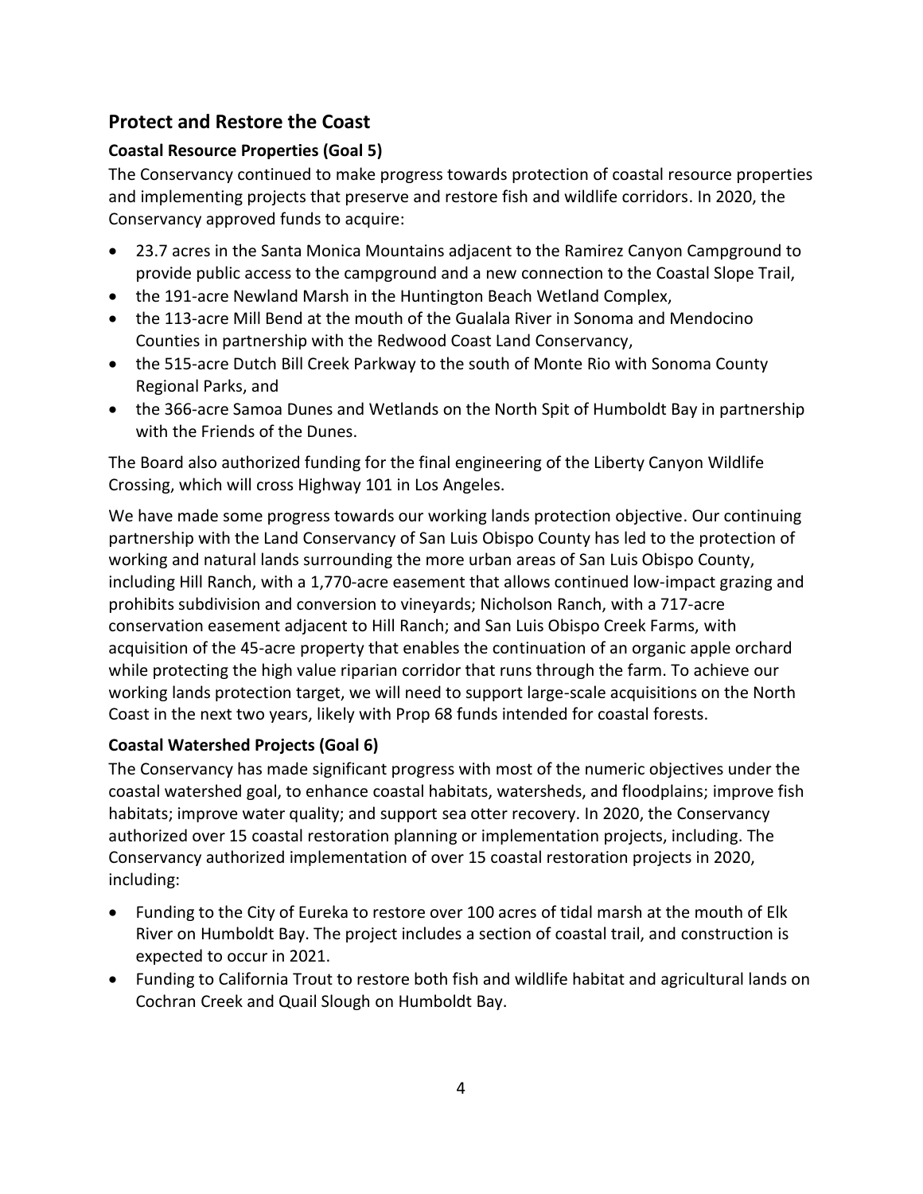## Protect and Restore the Coast

### Coastal Resource Properties (Goal 5)

The Conservancy continued to make progress towards protection of coastal resource properties and implementing projects that preserve and restore fish and wildlife corridors. In 2020, the Conservancy approved funds to acquire:

- 23.7 acres in the Santa Monica Mountains adjacent to the Ramirez Canyon Campground to provide public access to the campground and a new connection to the Coastal Slope Trail,
- the 191-acre Newland Marsh in the Huntington Beach Wetland Complex,
- the 113-acre Mill Bend at the mouth of the Gualala River in Sonoma and Mendocino Counties in partnership with the Redwood Coast Land Conservancy,
- the 515-acre Dutch Bill Creek Parkway to the south of Monte Rio with Sonoma County Regional Parks, and
- the 366-acre Samoa Dunes and Wetlands on the North Spit of Humboldt Bay in partnership with the Friends of the Dunes.

The Board also authorized funding for the final engineering of the Liberty Canyon Wildlife Crossing, which will cross Highway 101 in Los Angeles.

We have made some progress towards our working lands protection objective. Our continuing partnership with the Land Conservancy of San Luis Obispo County has led to the protection of working and natural lands surrounding the more urban areas of San Luis Obispo County, including Hill Ranch, with a 1,770-acre easement that allows continued low-impact grazing and prohibits subdivision and conversion to vineyards; Nicholson Ranch, with a 717-acre conservation easement adjacent to Hill Ranch; and San Luis Obispo Creek Farms, with acquisition of the 45-acre property that enables the continuation of an organic apple orchard while protecting the high value riparian corridor that runs through the farm. To achieve our working lands protection target, we will need to support large-scale acquisitions on the North Coast in the next two years, likely with Prop 68 funds intended for coastal forests.

### Coastal Watershed Projects (Goal 6)

The Conservancy has made significant progress with most of the numeric objectives under the coastal watershed goal, to enhance coastal habitats, watersheds, and floodplains; improve fish habitats; improve water quality; and support sea otter recovery. In 2020, the Conservancy authorized over 15 coastal restoration planning or implementation projects, including. The Conservancy authorized implementation of over 15 coastal restoration projects in 2020, including:

- Funding to the City of Eureka to restore over 100 acres of tidal marsh at the mouth of Elk River on Humboldt Bay. The project includes a section of coastal trail, and construction is expected to occur in 2021.
- Funding to California Trout to restore both fish and wildlife habitat and agricultural lands on Cochran Creek and Quail Slough on Humboldt Bay.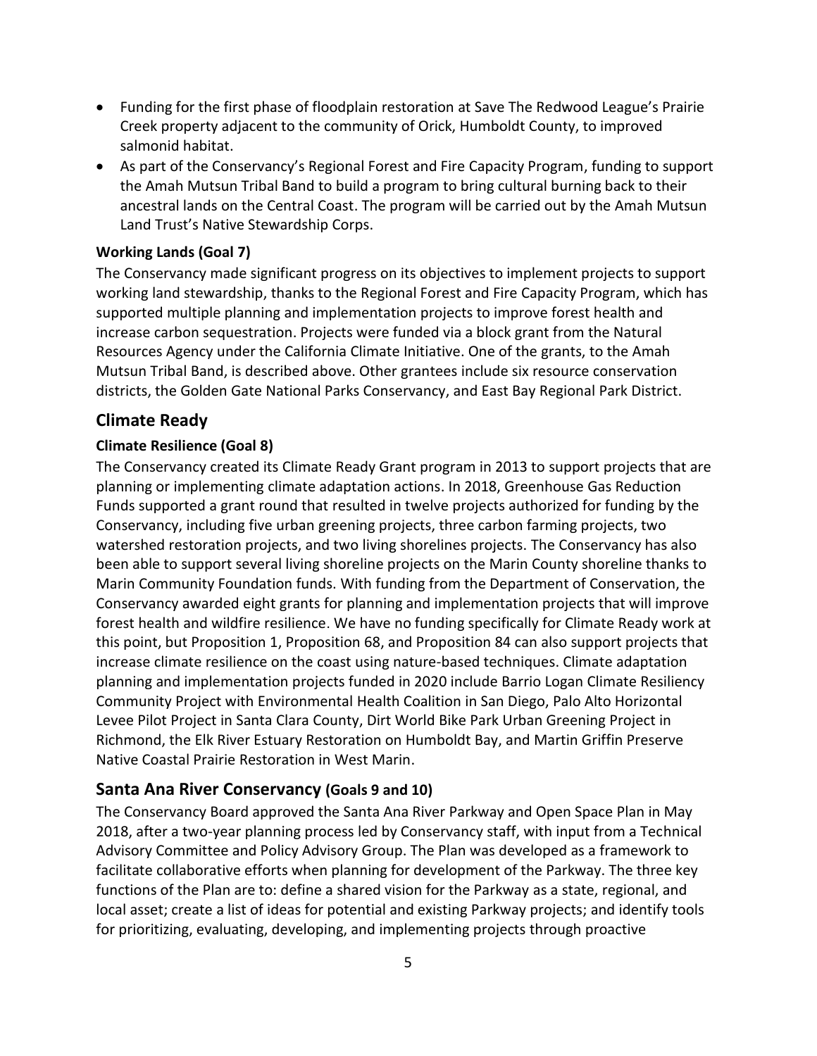- Funding for the first phase of floodplain restoration at Save The Redwood League's Prairie Creek property adjacent to the community of Orick, Humboldt County, to improved salmonid habitat.
- As part of the Conservancy's Regional Forest and Fire Capacity Program, funding to support the Amah Mutsun Tribal Band to build a program to bring cultural burning back to their ancestral lands on the Central Coast. The program will be carried out by the Amah Mutsun Land Trust's Native Stewardship Corps.

#### Working Lands (Goal 7)

The Conservancy made significant progress on its objectives to implement projects to support working land stewardship, thanks to the Regional Forest and Fire Capacity Program, which has supported multiple planning and implementation projects to improve forest health and increase carbon sequestration. Projects were funded via a block grant from the Natural Resources Agency under the California Climate Initiative. One of the grants, to the Amah Mutsun Tribal Band, is described above. Other grantees include six resource conservation districts, the Golden Gate National Parks Conservancy, and East Bay Regional Park District.

## Climate Ready

#### Climate Resilience (Goal 8)

The Conservancy created its Climate Ready Grant program in 2013 to support projects that are planning or implementing climate adaptation actions. In 2018, Greenhouse Gas Reduction Funds supported a grant round that resulted in twelve projects authorized for funding by the Conservancy, including five urban greening projects, three carbon farming projects, two watershed restoration projects, and two living shorelines projects. The Conservancy has also been able to support several living shoreline projects on the Marin County shoreline thanks to Marin Community Foundation funds. With funding from the Department of Conservation, the Conservancy awarded eight grants for planning and implementation projects that will improve forest health and wildfire resilience. We have no funding specifically for Climate Ready work at this point, but Proposition 1, Proposition 68, and Proposition 84 can also support projects that increase climate resilience on the coast using nature-based techniques. Climate adaptation planning and implementation projects funded in 2020 include Barrio Logan Climate Resiliency Community Project with Environmental Health Coalition in San Diego, Palo Alto Horizontal Levee Pilot Project in Santa Clara County, Dirt World Bike Park Urban Greening Project in Richmond, the Elk River Estuary Restoration on Humboldt Bay, and Martin Griffin Preserve Native Coastal Prairie Restoration in West Marin.

## Santa Ana River Conservancy (Goals 9 and 10)

The Conservancy Board approved the Santa Ana River Parkway and Open Space Plan in May 2018, after a two-year planning process led by Conservancy staff, with input from a Technical Advisory Committee and Policy Advisory Group. The Plan was developed as a framework to facilitate collaborative efforts when planning for development of the Parkway. The three key functions of the Plan are to: define a shared vision for the Parkway as a state, regional, and local asset; create a list of ideas for potential and existing Parkway projects; and identify tools for prioritizing, evaluating, developing, and implementing projects through proactive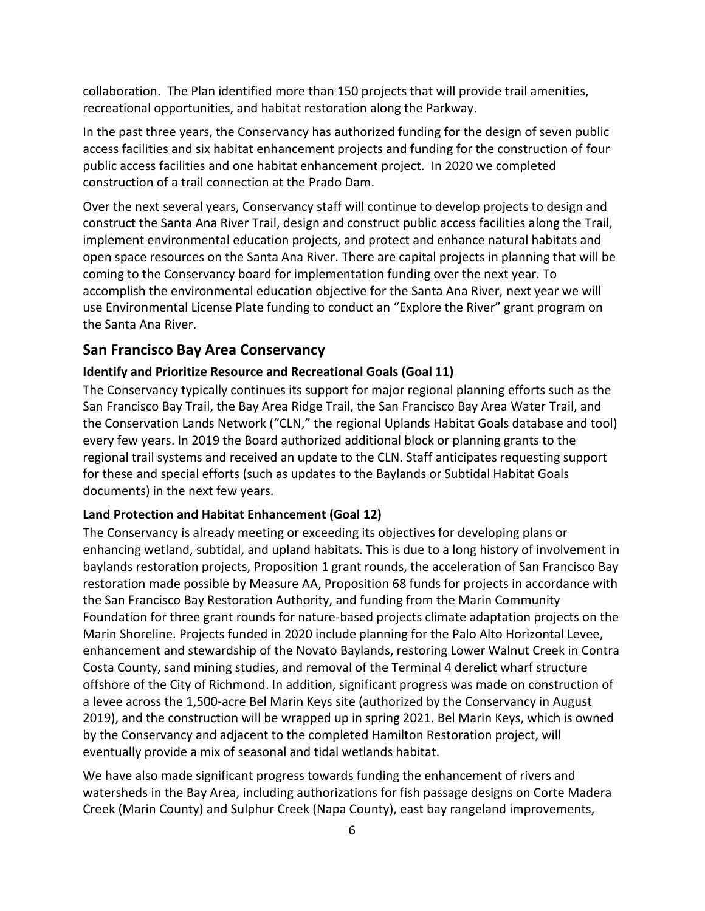collaboration. The Plan identified more than 150 projects that will provide trail amenities, recreational opportunities, and habitat restoration along the Parkway.

In the past three years, the Conservancy has authorized funding for the design of seven public access facilities and six habitat enhancement projects and funding for the construction of four public access facilities and one habitat enhancement project. In 2020 we completed construction of a trail connection at the Prado Dam.

Over the next several years, Conservancy staff will continue to develop projects to design and construct the Santa Ana River Trail, design and construct public access facilities along the Trail, implement environmental education projects, and protect and enhance natural habitats and open space resources on the Santa Ana River. There are capital projects in planning that will be coming to the Conservancy board for implementation funding over the next year. To accomplish the environmental education objective for the Santa Ana River, next year we will use Environmental License Plate funding to conduct an "Explore the River" grant program on the Santa Ana River.

## San Francisco Bay Area Conservancy

### Identify and Prioritize Resource and Recreational Goals (Goal 11)

The Conservancy typically continues its support for major regional planning efforts such as the San Francisco Bay Trail, the Bay Area Ridge Trail, the San Francisco Bay Area Water Trail, and the Conservation Lands Network ("CLN," the regional Uplands Habitat Goals database and tool) every few years. In 2019 the Board authorized additional block or planning grants to the regional trail systems and received an update to the CLN. Staff anticipates requesting support for these and special efforts (such as updates to the Baylands or Subtidal Habitat Goals documents) in the next few years.

### Land Protection and Habitat Enhancement (Goal 12)

The Conservancy is already meeting or exceeding its objectives for developing plans or enhancing wetland, subtidal, and upland habitats. This is due to a long history of involvement in baylands restoration projects, Proposition 1 grant rounds, the acceleration of San Francisco Bay restoration made possible by Measure AA, Proposition 68 funds for projects in accordance with the San Francisco Bay Restoration Authority, and funding from the Marin Community Foundation for three grant rounds for nature-based projects climate adaptation projects on the Marin Shoreline. Projects funded in 2020 include planning for the Palo Alto Horizontal Levee, enhancement and stewardship of the Novato Baylands, restoring Lower Walnut Creek in Contra Costa County, sand mining studies, and removal of the Terminal 4 derelict wharf structure offshore of the City of Richmond. In addition, significant progress was made on construction of a levee across the 1,500-acre Bel Marin Keys site (authorized by the Conservancy in August 2019), and the construction will be wrapped up in spring 2021. Bel Marin Keys, which is owned by the Conservancy and adjacent to the completed Hamilton Restoration project, will eventually provide a mix of seasonal and tidal wetlands habitat.

We have also made significant progress towards funding the enhancement of rivers and watersheds in the Bay Area, including authorizations for fish passage designs on Corte Madera Creek (Marin County) and Sulphur Creek (Napa County), east bay rangeland improvements,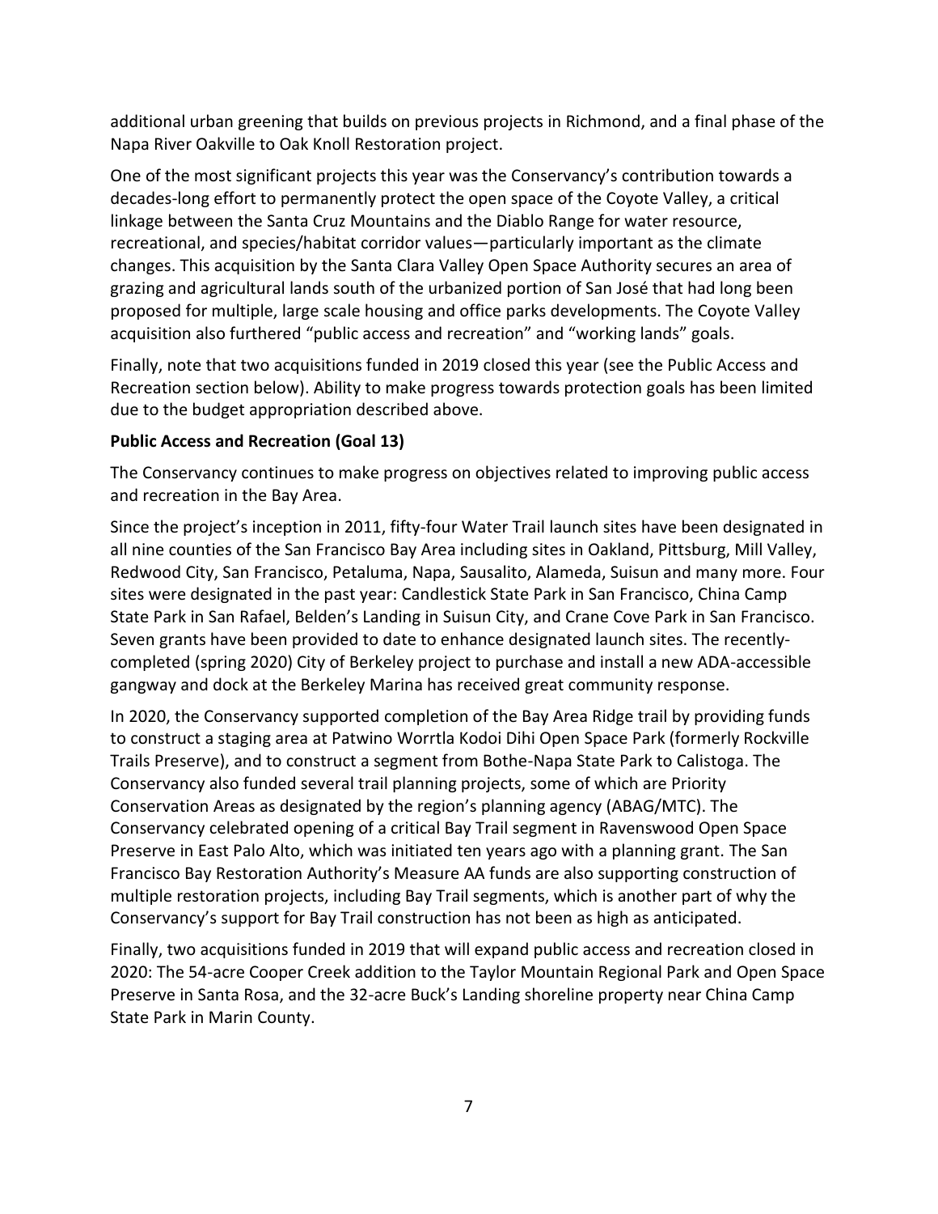additional urban greening that builds on previous projects in Richmond, and a final phase of the Napa River Oakville to Oak Knoll Restoration project.

One of the most significant projects this year was the Conservancy's contribution towards a decades-long effort to permanently protect the open space of the Coyote Valley, a critical linkage between the Santa Cruz Mountains and the Diablo Range for water resource, recreational, and species/habitat corridor values—particularly important as the climate changes. This acquisition by the Santa Clara Valley Open Space Authority secures an area of grazing and agricultural lands south of the urbanized portion of San José that had long been proposed for multiple, large scale housing and office parks developments. The Coyote Valley acquisition also furthered "public access and recreation" and "working lands" goals.

Finally, note that two acquisitions funded in 2019 closed this year (see the Public Access and Recreation section below). Ability to make progress towards protection goals has been limited due to the budget appropriation described above.

**Public Access and Recreation (Goal 13)**

The Conservancy continues to make progress on objectives related to improving public access and recreation in the Bay Area.

Since the project's inception in 2011, fifty-four Water Trail launch sites have been designated in all nine counties of the San Francisco Bay Area including sites in Oakland, Pittsburg, Mill Valley, Redwood City, San Francisco, Petaluma, Napa, Sausalito, Alameda, Suisun and many more. Four sites were designated in the past year: Candlestick State Park in San Francisco, China Camp State Park in San Rafael, Belden's Landing in Suisun City, and Crane Cove Park in San Francisco. Seven grants have been provided to date to enhance designated launch sites. The recently-completed (spring 2020) City of Berkeley project to purchase and install a new ADA-accessible gangway and dock at the Berkeley Marina has received great community response.

In 2020, the Conservancy supported completion of the Bay Area Ridge trail by providing funds to construct a staging area at Patwino Worrtla Kodoi Dihi Open Space Park (formerly Rockville Trails Preserve), and to construct a segment from Bothe-Napa State Park to Calistoga. The Conservancy also funded several trail planning projects, some of which are Priority Conservation Areas as designated by the region's planning agency (ABAG/MTC). The Conservancy celebrated opening of a critical Bay Trail segment in Ravenswood Open Space Preserve in East Palo Alto, which was initiated ten years ago with a planning grant. The San Francisco Bay Restoration Authority's Measure AA funds are also supporting construction of multiple restoration projects, including Bay Trail segments, which is another part of why the Conservancy's support for Bay Trail construction has not been as high as anticipated.

Finally, two acquisitions funded in 2019 that will expand public access and recreation closed in 2020: The 54-acre Cooper Creek addition to the Taylor Mountain Regional Park and Open Space Preserve in Santa Rosa, and the 32-acre Buck's Landing shoreline property near China Camp State Park in Marin County.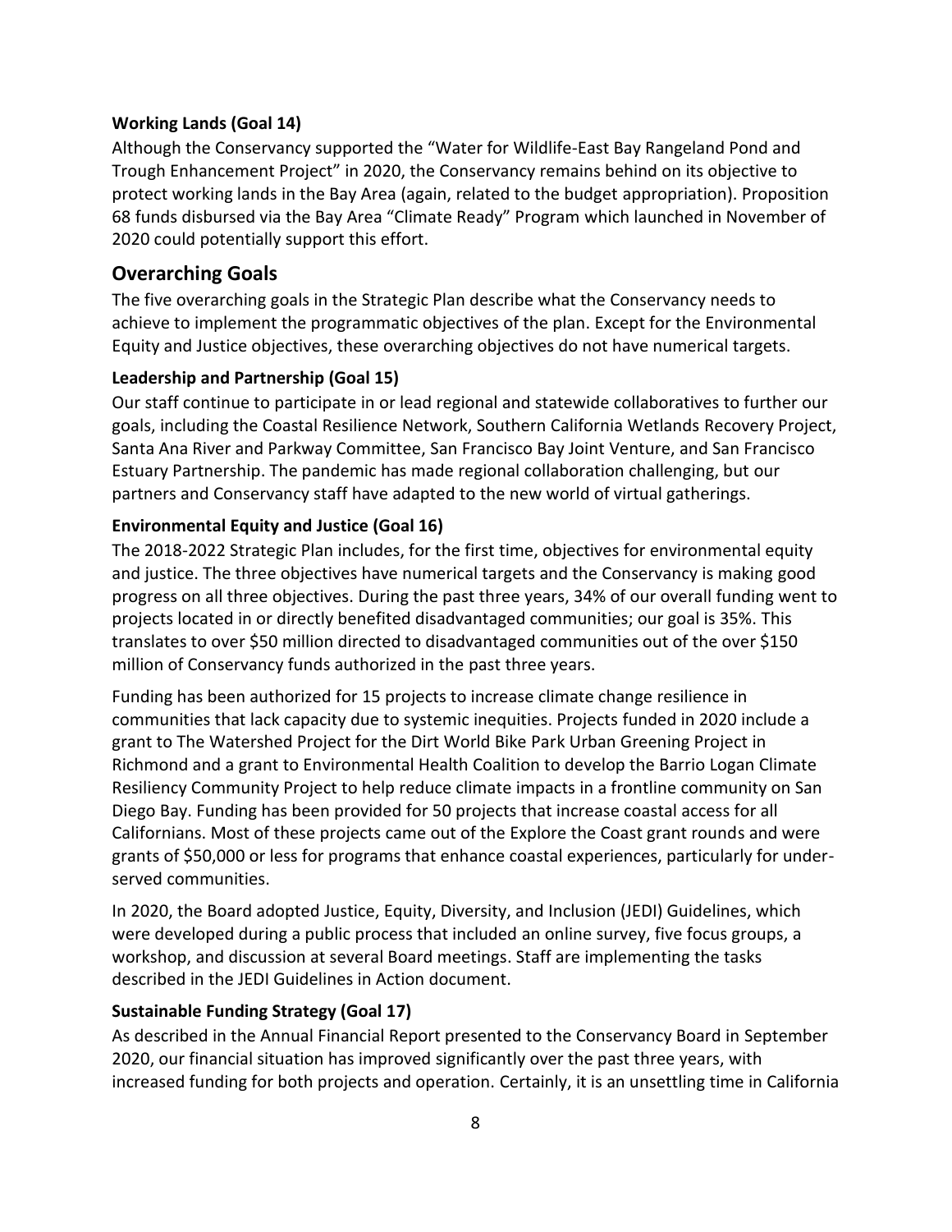**Working Lands (Goal 14)**

Although the Conservancy supported the "Water for Wildlife-East Bay Rangeland Pond and Trough Enhancement Project" in 2020, the Conservancy remains behind on its objective to protect working lands in the Bay Area (again, related to the budget appropriation). Proposition 68 funds disbursed via the Bay Area "Climate Ready" Program which launched in November of 2020 could potentially support this effort.

## Overarching Goals

The five overarching goals in the Strategic Plan describe what the Conservancy needs to achieve to implement the programmatic objectives of the plan. Except for the Environmental Equity and Justice objectives, these overarching objectives do not have numerical targets.

**Leadership and Partnership (Goal 15)**

Our staff continue to participate in or lead regional and statewide collaboratives to further our goals, including the Coastal Resilience Network, Southern California Wetlands Recovery Project, Santa Ana River and Parkway Committee, San Francisco Bay Joint Venture, and San Francisco Estuary Partnership. The pandemic has made regional collaboration challenging, but our partners and Conservancy staff have adapted to the new world of virtual gatherings.

**Environmental Equity and Justice (Goal 16)**

The 2018-2022 Strategic Plan includes, for the first time, objectives for environmental equity and justice. The three objectives have numerical targets and the Conservancy is making good progress on all three objectives. During the past three years, 34% of our overall funding went to projects located in or directly benefited disadvantaged communities; our goal is 35%. This translates to over $50 million directed to disadvantaged communities out of the over $150 million of Conservancy funds authorized in the past three years.

Funding has been authorized for 15 projects to increase climate change resilience in communities that lack capacity due to systemic inequities. Projects funded in 2020 include a grant to The Watershed Project for the Dirt World Bike Park Urban Greening Project in Richmond and a grant to Environmental Health Coalition to develop the Barrio Logan Climate Resiliency Community Project to help reduce climate impacts in a frontline community on San Diego Bay. Funding has been provided for 50 projects that increase coastal access for all Californians. Most of these projects came out of the Explore the Coast grant rounds and were grants of $50,000 or less for programs that enhance coastal experiences, particularly for under-served communities.

In 2020, the Board adopted Justice, Equity, Diversity, and Inclusion (JEDI) Guidelines, which were developed during a public process that included an online survey, five focus groups, a workshop, and discussion at several Board meetings. Staff are implementing the tasks described in the JEDI Guidelines in Action document.

**Sustainable Funding Strategy (Goal 17)**

As described in the Annual Financial Report presented to the Conservancy Board in September 2020, our financial situation has improved significantly over the past three years, with increased funding for both projects and operation. Certainly, it is an unsettling time in California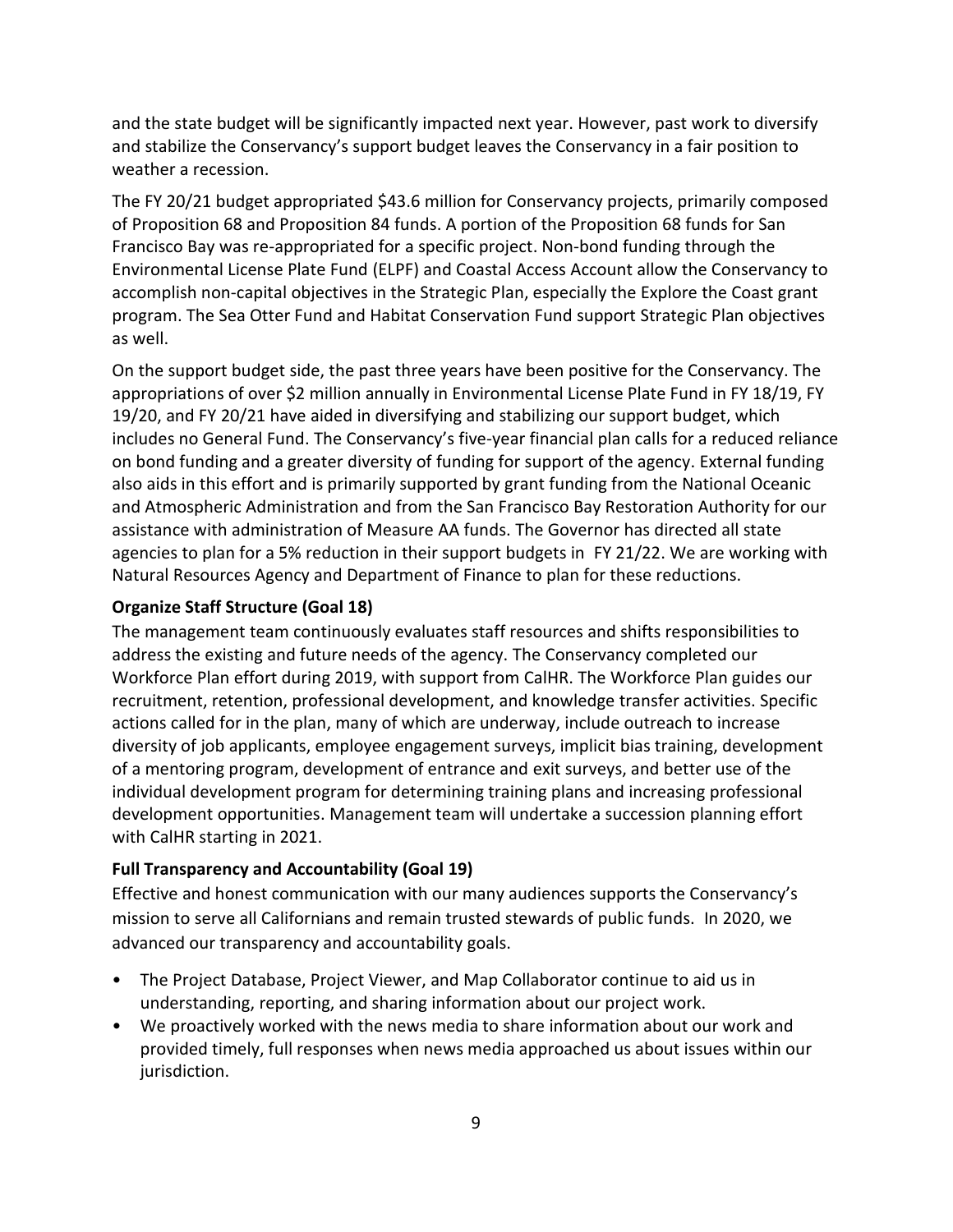and the state budget will be significantly impacted next year. However, past work to diversify and stabilize the Conservancy's support budget leaves the Conservancy in a fair position to weather a recession.

The FY 20/21 budget appropriated $43.6 million for Conservancy projects, primarily composed of Proposition 68 and Proposition 84 funds. A portion of the Proposition 68 funds for San Francisco Bay was re-appropriated for a specific project. Non-bond funding through the Environmental License Plate Fund (ELPF) and Coastal Access Account allow the Conservancy to accomplish non-capital objectives in the Strategic Plan, especially the Explore the Coast grant program. The Sea Otter Fund and Habitat Conservation Fund support Strategic Plan objectives as well.

On the support budget side, the past three years have been positive for the Conservancy. The appropriations of over $2 million annually in Environmental License Plate Fund in FY 18/19, FY 19/20, and FY 20/21 have aided in diversifying and stabilizing our support budget, which includes no General Fund. The Conservancy's five-year financial plan calls for a reduced reliance on bond funding and a greater diversity of funding for support of the agency. External funding also aids in this effort and is primarily supported by grant funding from the National Oceanic and Atmospheric Administration and from the San Francisco Bay Restoration Authority for our assistance with administration of Measure AA funds. The Governor has directed all state agencies to plan for a 5% reduction in their support budgets in FY 21/22. We are working with Natural Resources Agency and Department of Finance to plan for these reductions.

**Organize Staff Structure (Goal 18)**

The management team continuously evaluates staff resources and shifts responsibilities to address the existing and future needs of the agency. The Conservancy completed our Workforce Plan effort during 2019, with support from CalHR. The Workforce Plan guides our recruitment, retention, professional development, and knowledge transfer activities. Specific actions called for in the plan, many of which are underway, include outreach to increase diversity of job applicants, employee engagement surveys, implicit bias training, development of a mentoring program, development of entrance and exit surveys, and better use of the individual development program for determining training plans and increasing professional development opportunities. Management team will undertake a succession planning effort with CalHR starting in 2021.

**Full Transparency and Accountability (Goal 19)**

Effective and honest communication with our many audiences supports the Conservancy's mission to serve all Californians and remain trusted stewards of public funds. In 2020, we advanced our transparency and accountability goals.

- The Project Database, Project Viewer, and Map Collaborator continue to aid us in understanding, reporting, and sharing information about our project work.
- We proactively worked with the news media to share information about our work and provided timely, full responses when news media approached us about issues within our jurisdiction.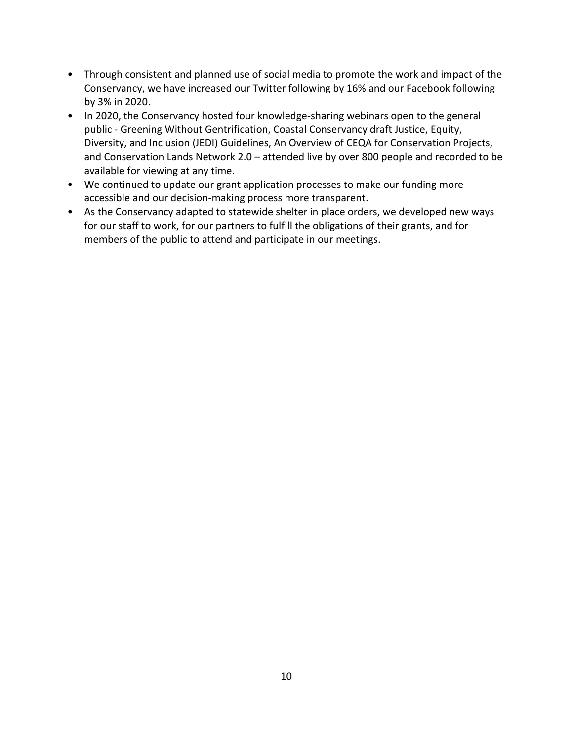- Through consistent and planned use of social media to promote the work and impact of the Conservancy, we have increased our Twitter following by 16% and our Facebook following by 3% in 2020.
- In 2020, the Conservancy hosted four knowledge-sharing webinars open to the general public - Greening Without Gentrification, Coastal Conservancy draft Justice, Equity, Diversity, and Inclusion (JEDI) Guidelines, An Overview of CEQA for Conservation Projects, and Conservation Lands Network 2.0 – attended live by over 800 people and recorded to be available for viewing at any time.
- We continued to update our grant application processes to make our funding more accessible and our decision-making process more transparent.
- As the Conservancy adapted to statewide shelter in place orders, we developed new ways for our staff to work, for our partners to fulfill the obligations of their grants, and for members of the public to attend and participate in our meetings.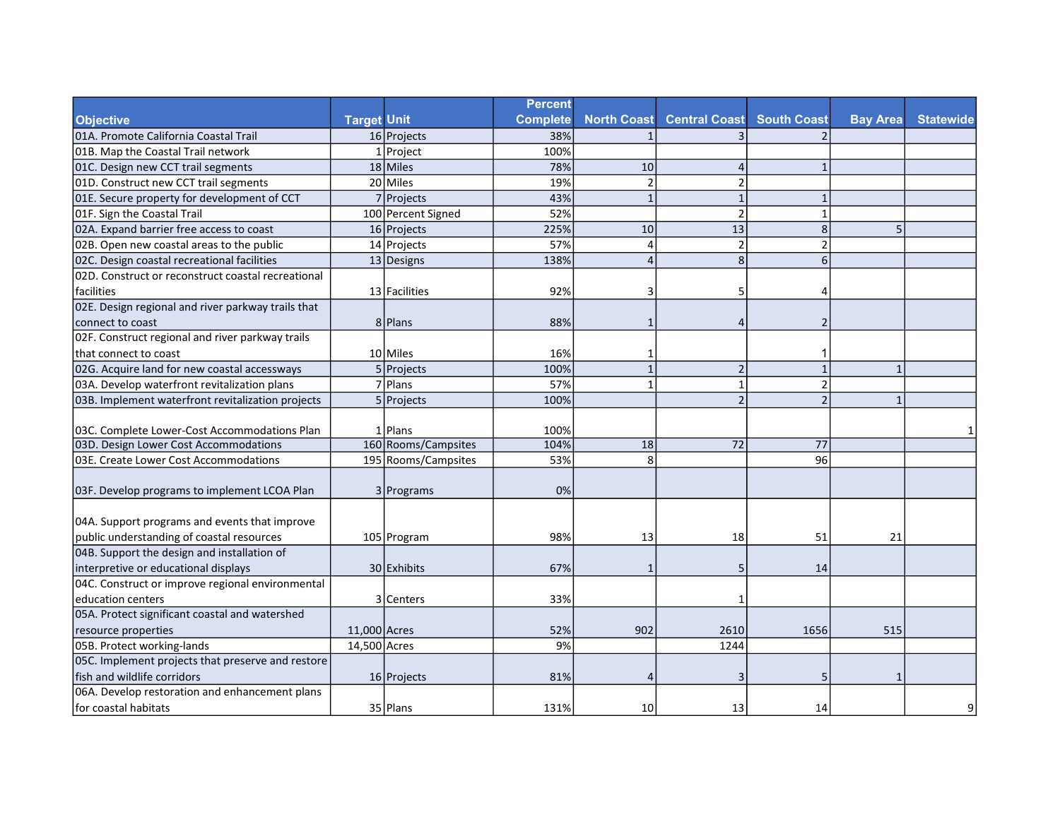| Objective | Target | Unit | Percent Complete | North Coast | Central Coast | South Coast | Bay Area | Statewide |
|---|---|---|---|---|---|---|---|---|
| 01A. Promote California Coastal Trail | 16 | Projects | 38% | 1 | 3 | 2 | | |
| 01B. Map the Coastal Trail network | 1 | Project | 100% | | | | | |
| 01C. Design new CCT trail segments | 18 | Miles | 78% | 10 | 4 | 1 | | |
| 01D. Construct new CCT trail segments | 20 | Miles | 19% | 2 | 2 | | | |
| 01E. Secure property for development of CCT | 7 | Projects | 43% | 1 | 1 | 1 | | |
| 01F. Sign the Coastal Trail | 100 | Percent Signed | 52% | | 2 | 1 | | |
| 02A. Expand barrier free access to coast | 16 | Projects | 225% | 10 | 13 | 8 | 5 | |
| 02B. Open new coastal areas to the public | 14 | Projects | 57% | 4 | 2 | 2 | | |
| 02C. Design coastal recreational facilities | 13 | Designs | 138% | 4 | 8 | 6 | | |
| 02D. Construct or reconstruct coastal recreational facilities | 13 | Facilities | 92% | 3 | 5 | 4 | | |
| 02E. Design regional and river parkway trails that connect to coast | 8 | Plans | 88% | 1 | 4 | 2 | | |
| 02F. Construct regional and river parkway trails that connect to coast | 10 | Miles | 16% | 1 | | 1 | | |
| 02G. Acquire land for new coastal accessways | 5 | Projects | 100% | 1 | 2 | 1 | 1 | |
| 03A. Develop waterfront revitalization plans | 7 | Plans | 57% | 1 | 1 | 2 | | |
| 03B. Implement waterfront revitalization projects | 5 | Projects | 100% | | 2 | 2 | 1 | |
| 03C. Complete Lower-Cost Accommodations Plan | 1 | Plans | 100% | | | | | 1 |
| 03D. Design Lower Cost Accommodations | 160 | Rooms/Campsites | 104% | 18 | 72 | 77 | | |
| 03E. Create Lower Cost Accommodations | 195 | Rooms/Campsites | 53% | 8 | | 96 | | |
| 03F. Develop programs to implement LCOA Plan | 3 | Programs | 0% | | | | | |
| 04A. Support programs and events that improve public understanding of coastal resources | 105 | Program | 98% | 13 | 18 | 51 | 21 | |
| 04B. Support the design and installation of interpretive or educational displays | 30 | Exhibits | 67% | 1 | 5 | 14 | | |
| 04C. Construct or improve regional environmental education centers | 3 | Centers | 33% | | 1 | | | |
| 05A. Protect significant coastal and watershed resource properties | 11,000 | Acres | 52% | 902 | 2610 | 1656 | 515 | |
| 05B. Protect working-lands | 14,500 | Acres | 9% | | 1244 | | | |
| 05C. Implement projects that preserve and restore fish and wildlife corridors | 16 | Projects | 81% | 4 | 3 | 5 | 1 | |
| 06A. Develop restoration and enhancement plans for coastal habitats | 35 | Plans | 131% | 10 | 13 | 14 | | 9 |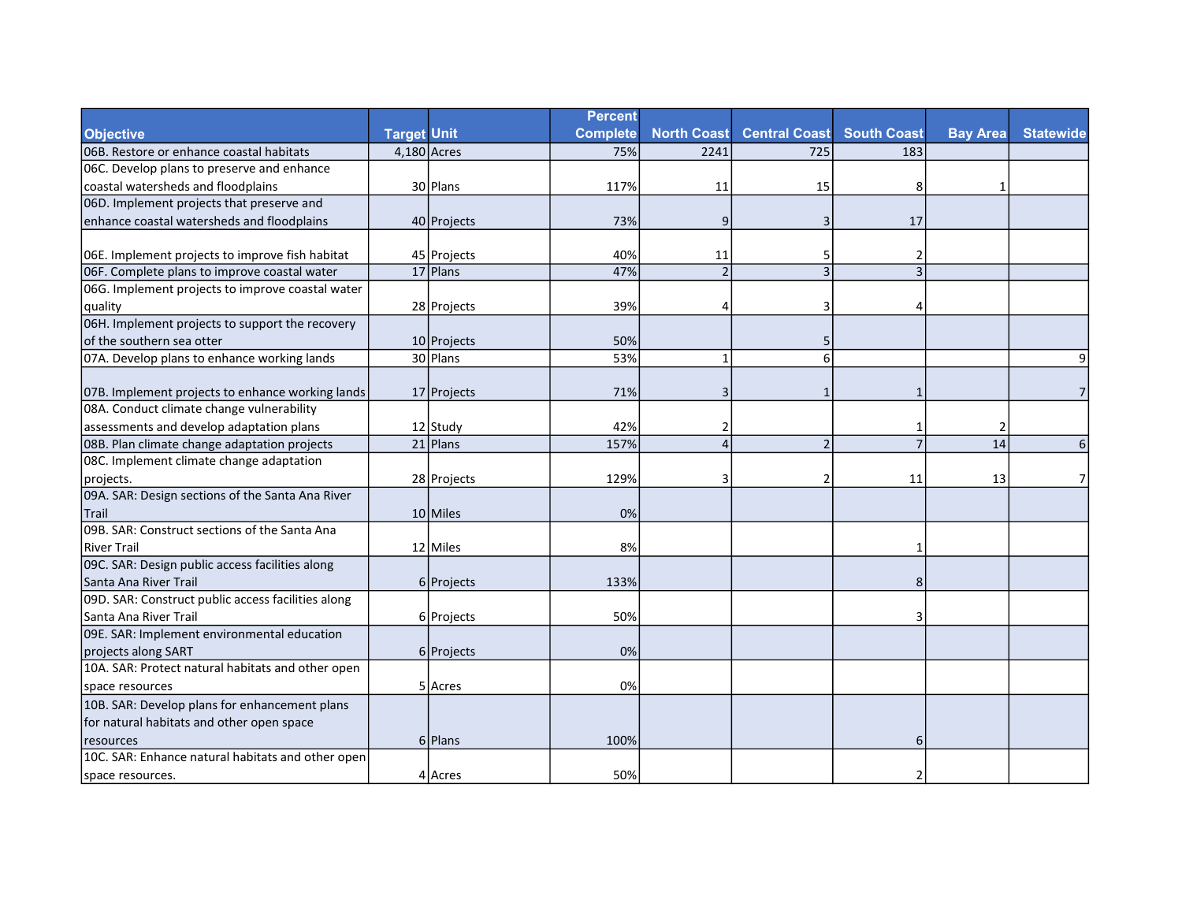| Objective | Target | Unit | Percent Complete | North Coast | Central Coast | South Coast | Bay Area | Statewide |
|---|---|---|---|---|---|---|---|---|
| 06B. Restore or enhance coastal habitats | 4,180 | Acres | 75% | 2241 | 725 | 183 | | |
| 06C. Develop plans to preserve and enhance coastal watersheds and floodplains | 30 | Plans | 117% | 11 | 15 | 8 | 1 | |
| 06D. Implement projects that preserve and enhance coastal watersheds and floodplains | 40 | Projects | 73% | 9 | 3 | 17 | | |
| 06E. Implement projects to improve fish habitat | 45 | Projects | 40% | 11 | 5 | 2 | | |
| 06F. Complete plans to improve coastal water | 17 | Plans | 47% | 2 | 3 | 3 | | |
| 06G. Implement projects to improve coastal water quality | 28 | Projects | 39% | 4 | 3 | 4 | | |
| 06H. Implement projects to support the recovery of the southern sea otter | 10 | Projects | 50% | | 5 | | | |
| 07A. Develop plans to enhance working lands | 30 | Plans | 53% | 1 | 6 | | | 9 |
| 07B. Implement projects to enhance working lands | 17 | Projects | 71% | 3 | 1 | 1 | | 7 |
| 08A. Conduct climate change vulnerability assessments and develop adaptation plans | 12 | Study | 42% | 2 | | 1 | 2 | |
| 08B. Plan climate change adaptation projects | 21 | Plans | 157% | 4 | 2 | 7 | 14 | 6 |
| 08C. Implement climate change adaptation projects. | 28 | Projects | 129% | 3 | 2 | 11 | 13 | 7 |
| 09A. SAR: Design sections of the Santa Ana River Trail | 10 | Miles | 0% | | | | | |
| 09B. SAR: Construct sections of the Santa Ana River Trail | 12 | Miles | 8% | | | 1 | | |
| 09C. SAR: Design public access facilities along Santa Ana River Trail | 6 | Projects | 133% | | | 8 | | |
| 09D. SAR: Construct public access facilities along Santa Ana River Trail | 6 | Projects | 50% | | | 3 | | |
| 09E. SAR: Implement environmental education projects along SART | 6 | Projects | 0% | | | | | |
| 10A. SAR: Protect natural habitats and other open space resources | 5 | Acres | 0% | | | | | |
| 10B. SAR: Develop plans for enhancement plans for natural habitats and other open space resources | 6 | Plans | 100% | | | 6 | | |
| 10C. SAR: Enhance natural habitats and other open space resources. | 4 | Acres | 50% | | | 2 | | |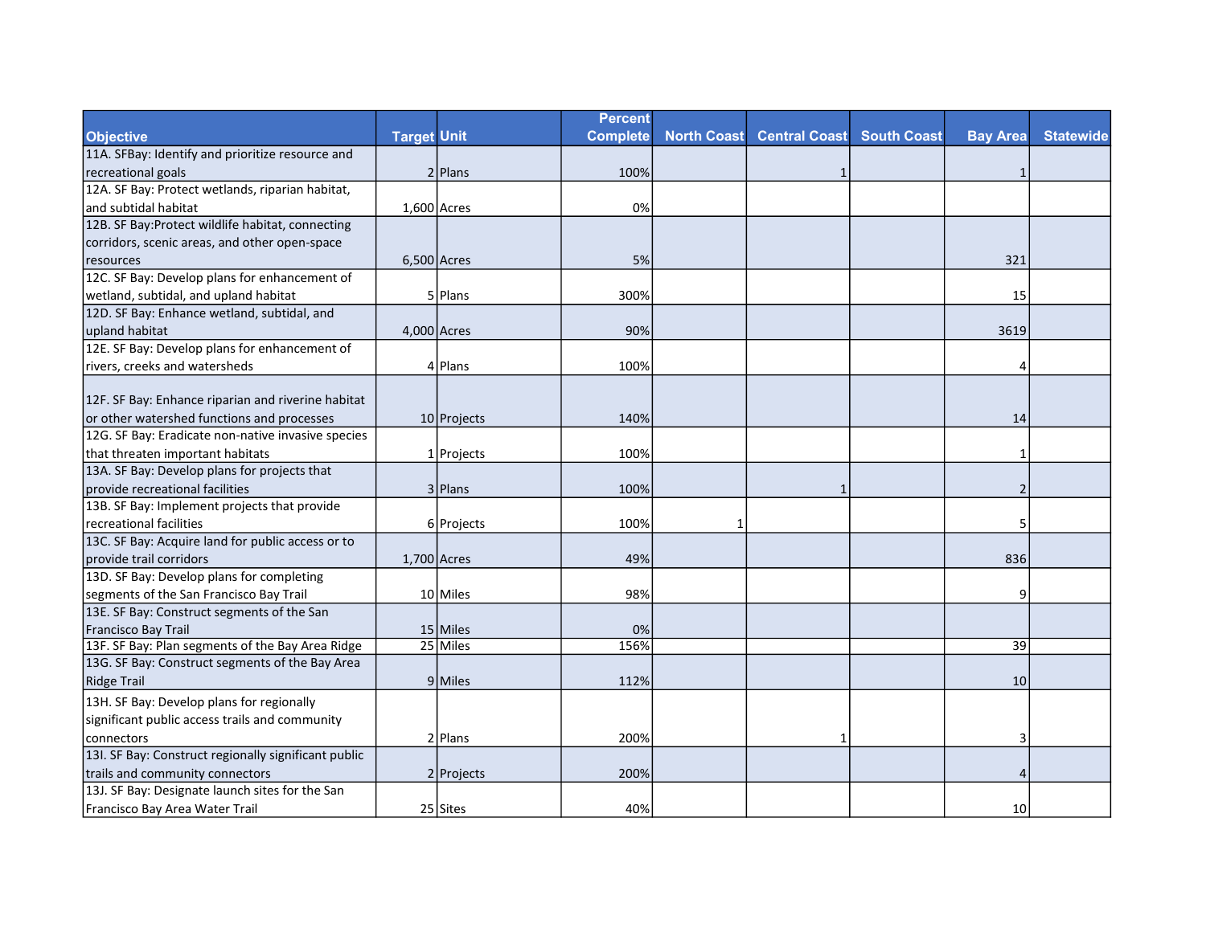| Objective | Target | Unit | Percent Complete | North Coast | Central Coast | South Coast | Bay Area | Statewide |
|---|---|---|---|---|---|---|---|---|
| 11A. SFBay: Identify and prioritize resource and recreational goals | 2 | Plans | 100% | | 1 | | 1 | |
| 12A. SF Bay: Protect wetlands, riparian habitat, and subtidal habitat | 1,600 | Acres | 0% | | | | | |
| 12B. SF Bay:Protect wildlife habitat, connecting corridors, scenic areas, and other open-space resources | 6,500 | Acres | 5% | | | | 321 | |
| 12C. SF Bay: Develop plans for enhancement of wetland, subtidal, and upland habitat | 5 | Plans | 300% | | | | 15 | |
| 12D. SF Bay: Enhance wetland, subtidal, and upland habitat | 4,000 | Acres | 90% | | | | 3619 | |
| 12E. SF Bay: Develop plans for enhancement of rivers, creeks and watersheds | 4 | Plans | 100% | | | | 4 | |
| 12F. SF Bay: Enhance riparian and riverine habitat or other watershed functions and processes | 10 | Projects | 140% | | | | 14 | |
| 12G. SF Bay: Eradicate non-native invasive species that threaten important habitats | 1 | Projects | 100% | | | | 1 | |
| 13A. SF Bay: Develop plans for projects that provide recreational facilities | 3 | Plans | 100% | | 1 | | 2 | |
| 13B. SF Bay: Implement projects that provide recreational facilities | 6 | Projects | 100% | 1 | | | 5 | |
| 13C. SF Bay: Acquire land for public access or to provide trail corridors | 1,700 | Acres | 49% | | | | 836 | |
| 13D. SF Bay: Develop plans for completing segments of the San Francisco Bay Trail | 10 | Miles | 98% | | | | 9 | |
| 13E. SF Bay: Construct segments of the San Francisco Bay Trail | 15 | Miles | 0% | | | | | |
| 13F. SF Bay: Plan segments of the Bay Area Ridge | 25 | Miles | 156% | | | | 39 | |
| 13G. SF Bay: Construct segments of the Bay Area Ridge Trail | 9 | Miles | 112% | | | | 10 | |
| 13H. SF Bay: Develop plans for regionally significant public access trails and community connectors | 2 | Plans | 200% | | 1 | | 3 | |
| 13I. SF Bay: Construct regionally significant public trails and community connectors | 2 | Projects | 200% | | | | 4 | |
| 13J. SF Bay: Designate launch sites for the San Francisco Bay Area Water Trail | 25 | Sites | 40% | | | | 10 | |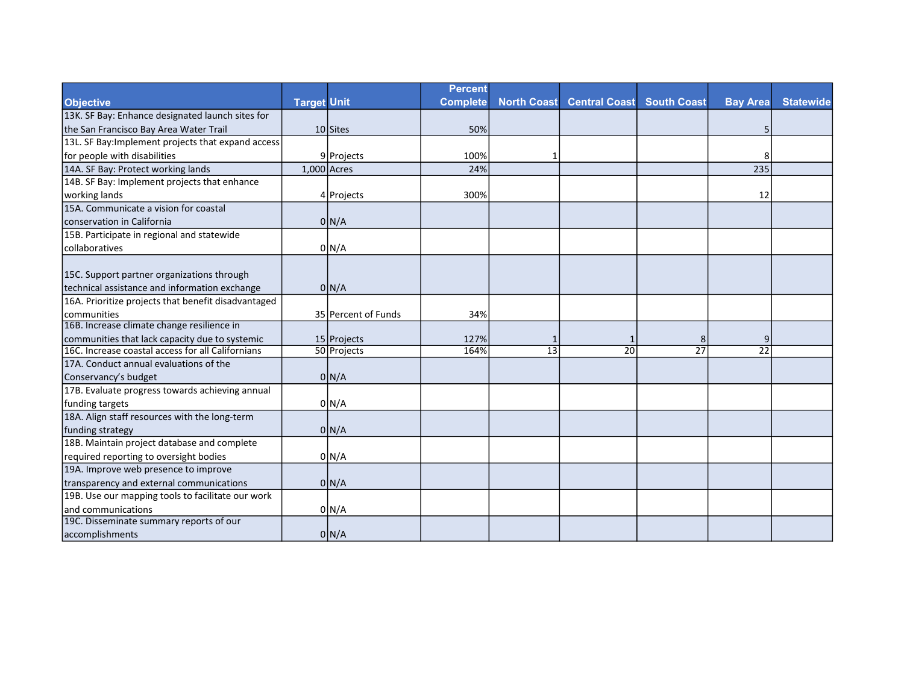| Objective | Target | Unit | Percent Complete | North Coast | Central Coast | South Coast | Bay Area | Statewide |
|---|---|---|---|---|---|---|---|---|
| 13K. SF Bay: Enhance designated launch sites for the San Francisco Bay Area Water Trail | 10 | Sites | 50% | | | | 5 | |
| 13L. SF Bay:Implement projects that expand access for people with disabilities | 9 | Projects | 100% | 1 | | | 8 | |
| 14A. SF Bay: Protect working lands | 1,000 | Acres | 24% | | | | 235 | |
| 14B. SF Bay: Implement projects that enhance working lands | 4 | Projects | 300% | | | | 12 | |
| 15A. Communicate a vision for coastal conservation in California | 0 | N/A | | | | | | |
| 15B. Participate in regional and statewide collaboratives | 0 | N/A | | | | | | |
| 15C. Support partner organizations through technical assistance and information exchange | 0 | N/A | | | | | | |
| 16A. Prioritize projects that benefit disadvantaged communities | 35 | Percent of Funds | 34% | | | | | |
| 16B. Increase climate change resilience in communities that lack capacity due to systemic | 15 | Projects | 127% | 1 | 1 | 8 | 9 | |
| 16C. Increase coastal access for all Californians | 50 | Projects | 164% | 13 | 20 | 27 | 22 | |
| 17A. Conduct annual evaluations of the Conservancy's budget | 0 | N/A | | | | | | |
| 17B. Evaluate progress towards achieving annual funding targets | 0 | N/A | | | | | | |
| 18A. Align staff resources with the long-term funding strategy | 0 | N/A | | | | | | |
| 18B. Maintain project database and complete required reporting to oversight bodies | 0 | N/A | | | | | | |
| 19A. Improve web presence to improve transparency and external communications | 0 | N/A | | | | | | |
| 19B. Use our mapping tools to facilitate our work and communications | 0 | N/A | | | | | | |
| 19C. Disseminate summary reports of our accomplishments | 0 | N/A | | | | | | |